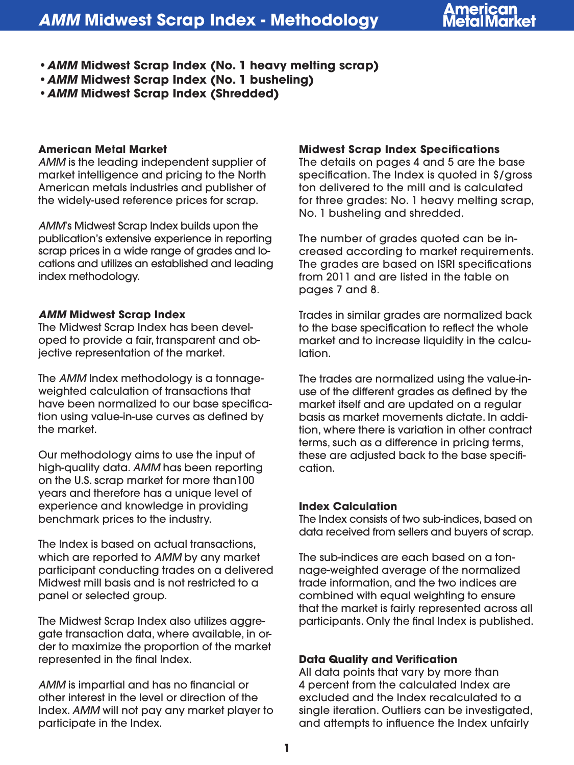# *AMM* Midwest Scrap Index - Methodology

- ***AMM* Midwest Scrap Index (No. 1 heavy melting scrap)**
- ***AMM* Midwest Scrap Index (No. 1 busheling)**
- ***AMM* Midwest Scrap Index (Shredded)**

### American Metal Market

*AMM* is the leading independent supplier of market intelligence and pricing to the North American metals industries and publisher of the widely-used reference prices for scrap.

*AMM*'s Midwest Scrap Index builds upon the publication's extensive experience in reporting scrap prices in a wide range of grades and locations and utilizes an established and leading index methodology.

### *AMM* Midwest Scrap Index

The Midwest Scrap Index has been developed to provide a fair, transparent and objective representation of the market.

The *AMM* Index methodology is a tonnage-weighted calculation of transactions that have been normalized to our base specification using value-in-use curves as defined by the market.

Our methodology aims to use the input of high-quality data. *AMM* has been reporting on the U.S. scrap market for more than100 years and therefore has a unique level of experience and knowledge in providing benchmark prices to the industry.

The Index is based on actual transactions, which are reported to *AMM* by any market participant conducting trades on a delivered Midwest mill basis and is not restricted to a panel or selected group.

The Midwest Scrap Index also utilizes aggregate transaction data, where available, in order to maximize the proportion of the market represented in the final Index.

*AMM* is impartial and has no financial or other interest in the level or direction of the Index. *AMM* will not pay any market player to participate in the Index.

### Midwest Scrap Index Specifications

The details on pages 4 and 5 are the base specification. The Index is quoted in $/gross ton delivered to the mill and is calculated for three grades: No. 1 heavy melting scrap, No. 1 busheling and shredded.

The number of grades quoted can be increased according to market requirements. The grades are based on ISRI specifications from 2011 and are listed in the table on pages 7 and 8.

Trades in similar grades are normalized back to the base specification to reflect the whole market and to increase liquidity in the calculation.

The trades are normalized using the value-in-use of the different grades as defined by the market itself and are updated on a regular basis as market movements dictate. In addition, where there is variation in other contract terms, such as a difference in pricing terms, these are adjusted back to the base specification.

### Index Calculation

The Index consists of two sub-indices, based on data received from sellers and buyers of scrap.

The sub-indices are each based on a tonnage-weighted average of the normalized trade information, and the two indices are combined with equal weighting to ensure that the market is fairly represented across all participants. Only the final Index is published.

### Data Quality and Verification

All data points that vary by more than 4 percent from the calculated Index are excluded and the Index recalculated to a single iteration. Outliers can be investigated, and attempts to influence the Index unfairly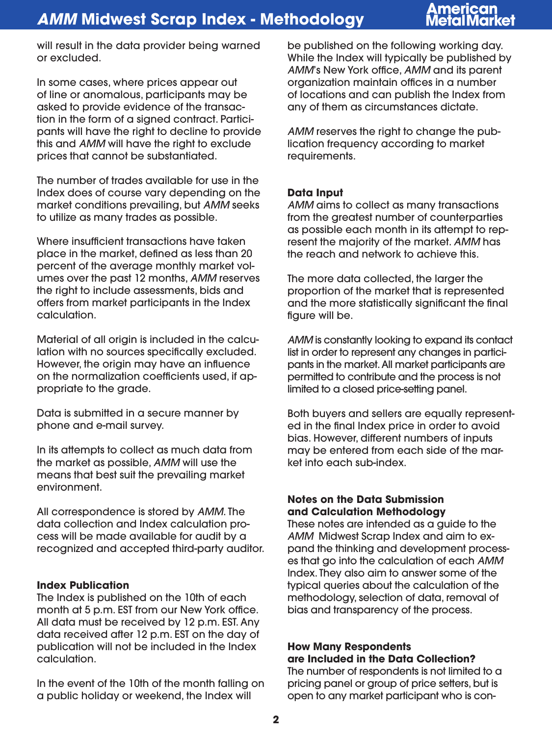will result in the data provider being warned or excluded.

In some cases, where prices appear out of line or anomalous, participants may be asked to provide evidence of the transaction in the form of a signed contract. Participants will have the right to decline to provide this and *AMM* will have the right to exclude prices that cannot be substantiated.

The number of trades available for use in the Index does of course vary depending on the market conditions prevailing, but *AMM* seeks to utilize as many trades as possible.

Where insufficient transactions have taken place in the market, defined as less than 20 percent of the average monthly market volumes over the past 12 months, *AMM* reserves the right to include assessments, bids and offers from market participants in the Index calculation.

Material of all origin is included in the calculation with no sources specifically excluded. However, the origin may have an influence on the normalization coefficients used, if appropriate to the grade.

Data is submitted in a secure manner by phone and e-mail survey.

In its attempts to collect as much data from the market as possible, *AMM* will use the means that best suit the prevailing market environment.

All correspondence is stored by *AMM*. The data collection and Index calculation process will be made available for audit by a recognized and accepted third-party auditor.

**Index Publication**
The Index is published on the 10th of each month at 5 p.m. EST from our New York office. All data must be received by 12 p.m. EST. Any data received after 12 p.m. EST on the day of publication will not be included in the Index calculation.

In the event of the 10th of the month falling on a public holiday or weekend, the Index will be published on the following working day. While the Index will typically be published by *AMM*'s New York office, *AMM* and its parent organization maintain offices in a number of locations and can publish the Index from any of them as circumstances dictate.

*AMM* reserves the right to change the publication frequency according to market requirements.

**Data Input**
*AMM* aims to collect as many transactions from the greatest number of counterparties as possible each month in its attempt to represent the majority of the market. *AMM* has the reach and network to achieve this.

The more data collected, the larger the proportion of the market that is represented and the more statistically significant the final figure will be.

*AMM* is constantly looking to expand its contact list in order to represent any changes in participants in the market. All market participants are permitted to contribute and the process is not limited to a closed price-setting panel.

Both buyers and sellers are equally represented in the final Index price in order to avoid bias. However, different numbers of inputs may be entered from each side of the market into each sub-index.

**Notes on the Data Submission and Calculation Methodology**
These notes are intended as a guide to the *AMM* Midwest Scrap Index and aim to expand the thinking and development processes that go into the calculation of each *AMM* Index. They also aim to answer some of the typical queries about the calculation of the methodology, selection of data, removal of bias and transparency of the process.

**How Many Respondents are Included in the Data Collection?**
The number of respondents is not limited to a pricing panel or group of price setters, but is open to any market participant who is con-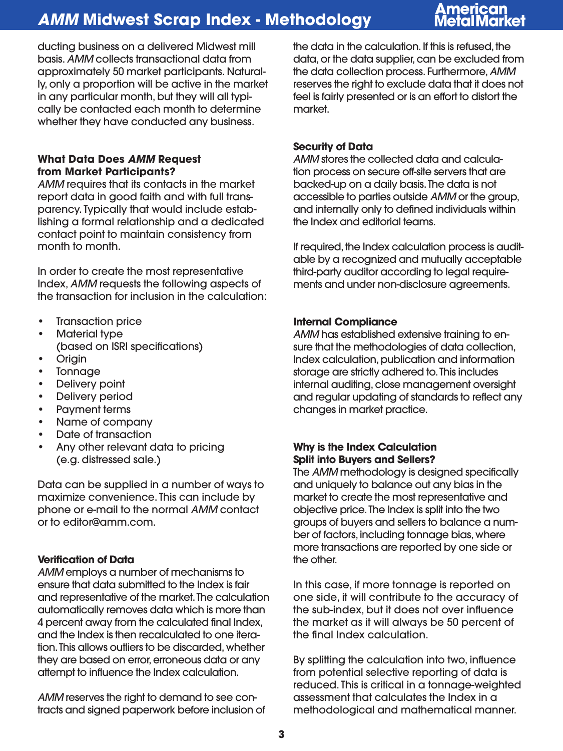ducting business on a delivered Midwest mill basis. *AMM* collects transactional data from approximately 50 market participants. Naturally, only a proportion will be active in the market in any particular month, but they will all typically be contacted each month to determine whether they have conducted any business.

### What Data Does *AMM* Request from Market Participants?

*AMM* requires that its contacts in the market report data in good faith and with full transparency. Typically that would include establishing a formal relationship and a dedicated contact point to maintain consistency from month to month.

In order to create the most representative Index, *AMM* requests the following aspects of the transaction for inclusion in the calculation:

- Transaction price
- Material type (based on ISRI specifications)
- Origin
- Tonnage
- Delivery point
- Delivery period
- Payment terms
- Name of company
- Date of transaction
- Any other relevant data to pricing (e.g. distressed sale.)

Data can be supplied in a number of ways to maximize convenience. This can include by phone or e-mail to the normal *AMM* contact or to editor@amm.com.

### Verification of Data

*AMM* employs a number of mechanisms to ensure that data submitted to the Index is fair and representative of the market. The calculation automatically removes data which is more than 4 percent away from the calculated final Index, and the Index is then recalculated to one iteration. This allows outliers to be discarded, whether they are based on error, erroneous data or any attempt to influence the Index calculation.

*AMM* reserves the right to demand to see contracts and signed paperwork before inclusion of the data in the calculation. If this is refused, the data, or the data supplier, can be excluded from the data collection process. Furthermore, *AMM* reserves the right to exclude data that it does not feel is fairly presented or is an effort to distort the market.

### Security of Data

*AMM* stores the collected data and calculation process on secure off-site servers that are backed-up on a daily basis. The data is not accessible to parties outside *AMM* or the group, and internally only to defined individuals within the Index and editorial teams.

If required, the Index calculation process is auditable by a recognized and mutually acceptable third-party auditor according to legal requirements and under non-disclosure agreements.

### Internal Compliance

*AMM* has established extensive training to ensure that the methodologies of data collection, Index calculation, publication and information storage are strictly adhered to. This includes internal auditing, close management oversight and regular updating of standards to reflect any changes in market practice.

### Why is the Index Calculation Split into Buyers and Sellers?

The *AMM* methodology is designed specifically and uniquely to balance out any bias in the market to create the most representative and objective price. The Index is split into the two groups of buyers and sellers to balance a number of factors, including tonnage bias, where more transactions are reported by one side or the other.

In this case, if more tonnage is reported on one side, it will contribute to the accuracy of the sub-index, but it does not over influence the market as it will always be 50 percent of the final Index calculation.

By splitting the calculation into two, influence from potential selective reporting of data is reduced. This is critical in a tonnage-weighted assessment that calculates the Index in a methodological and mathematical manner.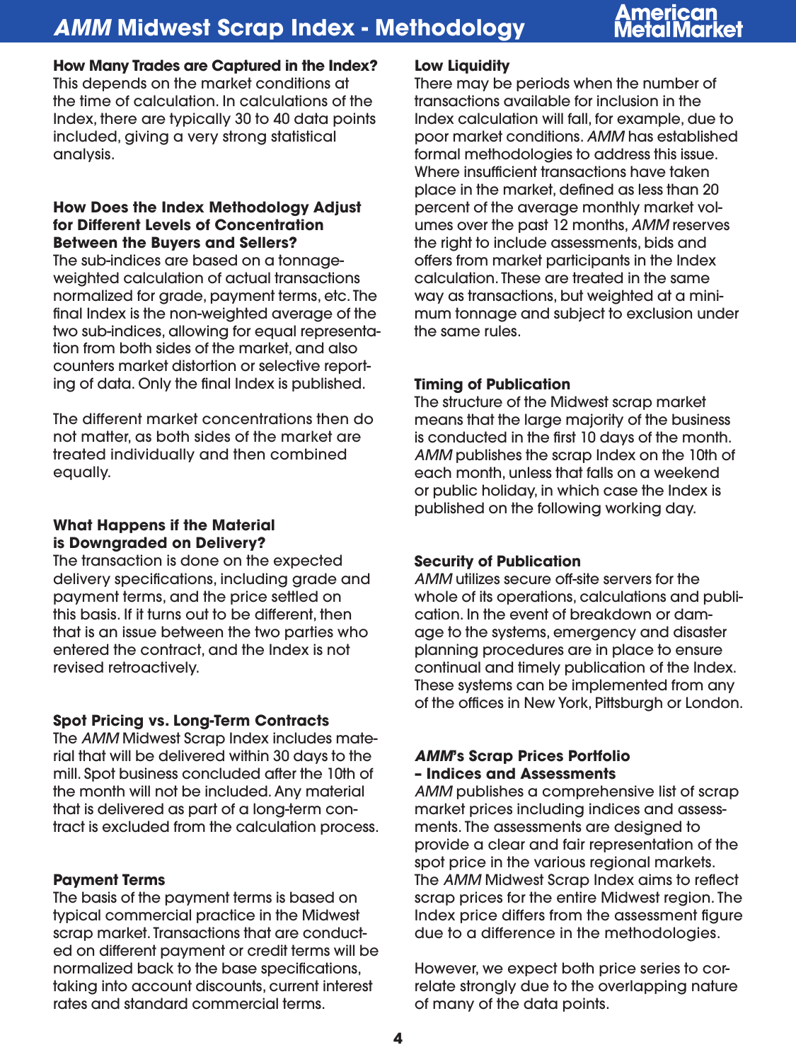### How Many Trades are Captured in the Index?

This depends on the market conditions at the time of calculation. In calculations of the Index, there are typically 30 to 40 data points included, giving a very strong statistical analysis.

### How Does the Index Methodology Adjust for Different Levels of Concentration Between the Buyers and Sellers?

The sub-indices are based on a tonnage-weighted calculation of actual transactions normalized for grade, payment terms, etc. The final Index is the non-weighted average of the two sub-indices, allowing for equal representation from both sides of the market, and also counters market distortion or selective reporting of data. Only the final Index is published.

The different market concentrations then do not matter, as both sides of the market are treated individually and then combined equally.

### What Happens if the Material is Downgraded on Delivery?

The transaction is done on the expected delivery specifications, including grade and payment terms, and the price settled on this basis. If it turns out to be different, then that is an issue between the two parties who entered the contract, and the Index is not revised retroactively.

### Spot Pricing vs. Long-Term Contracts

The *AMM* Midwest Scrap Index includes material that will be delivered within 30 days to the mill. Spot business concluded after the 10th of the month will not be included. Any material that is delivered as part of a long-term contract is excluded from the calculation process.

### Payment Terms

The basis of the payment terms is based on typical commercial practice in the Midwest scrap market. Transactions that are conducted on different payment or credit terms will be normalized back to the base specifications, taking into account discounts, current interest rates and standard commercial terms.

### Low Liquidity

There may be periods when the number of transactions available for inclusion in the Index calculation will fall, for example, due to poor market conditions. *AMM* has established formal methodologies to address this issue. Where insufficient transactions have taken place in the market, defined as less than 20 percent of the average monthly market volumes over the past 12 months, *AMM* reserves the right to include assessments, bids and offers from market participants in the Index calculation. These are treated in the same way as transactions, but weighted at a minimum tonnage and subject to exclusion under the same rules.

### Timing of Publication

The structure of the Midwest scrap market means that the large majority of the business is conducted in the first 10 days of the month. *AMM* publishes the scrap Index on the 10th of each month, unless that falls on a weekend or public holiday, in which case the Index is published on the following working day.

### Security of Publication

*AMM* utilizes secure off-site servers for the whole of its operations, calculations and publication. In the event of breakdown or damage to the systems, emergency and disaster planning procedures are in place to ensure continual and timely publication of the Index. These systems can be implemented from any of the offices in New York, Pittsburgh or London.

### *AMM*'s Scrap Prices Portfolio – Indices and Assessments

*AMM* publishes a comprehensive list of scrap market prices including indices and assessments. The assessments are designed to provide a clear and fair representation of the spot price in the various regional markets. The *AMM* Midwest Scrap Index aims to reflect scrap prices for the entire Midwest region. The Index price differs from the assessment figure due to a difference in the methodologies.

However, we expect both price series to correlate strongly due to the overlapping nature of many of the data points.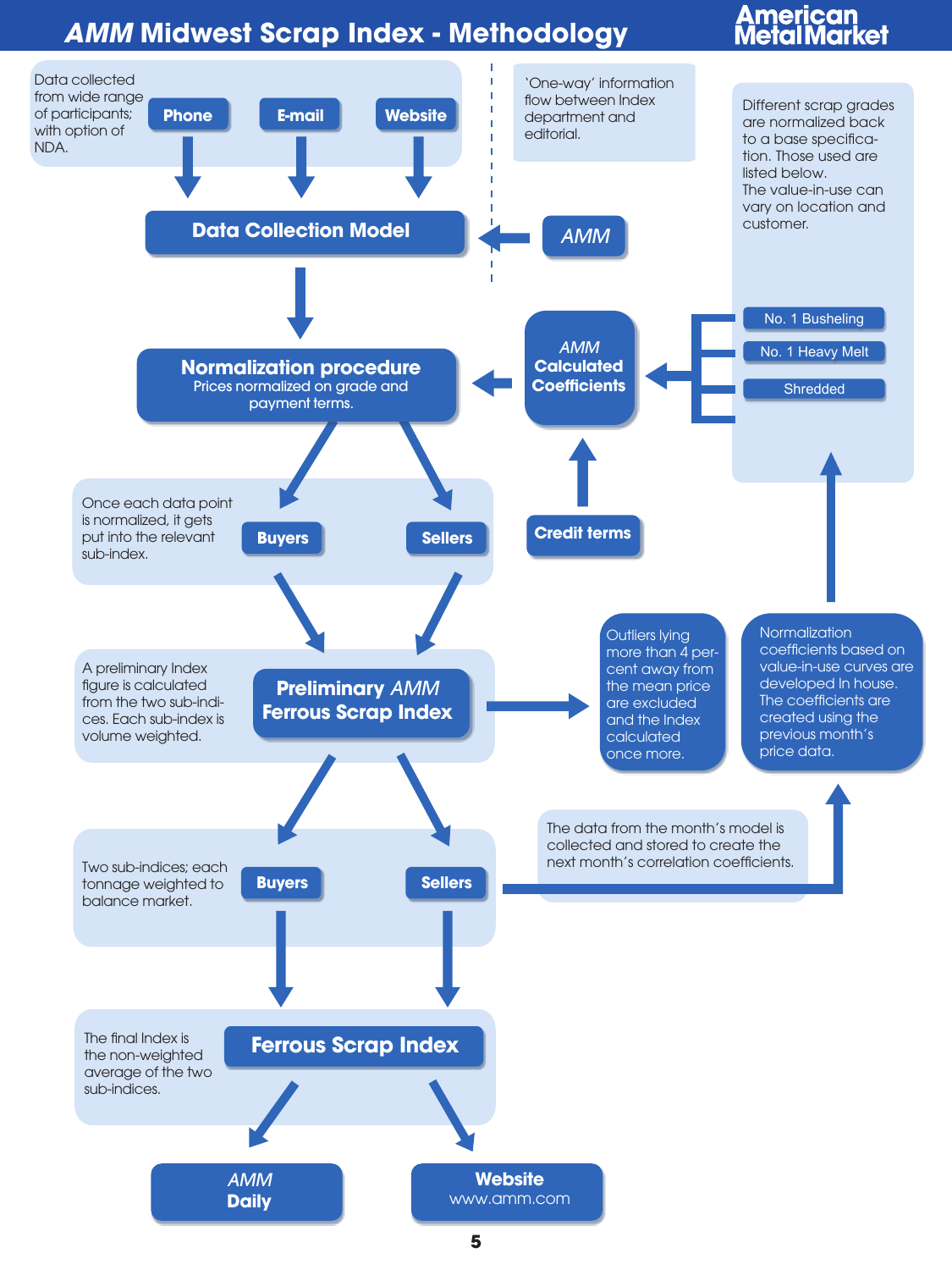# *AMM* Midwest Scrap Index - Methodology

American Metal Market

Data collected from wide range of participants; with option of NDA.

**Phone** → **E-mail** → **Website**

**Data Collection Model** ← *AMM*

'One-way' information flow between Index department and editorial.

**Normalization procedure**
Prices normalized on grade and payment terms.

*AMM* **Calculated Coefficients**

Different scrap grades are normalized back to a base specification. Those used are listed below.
The value-in-use can vary on location and customer.

- No. 1 Busheling
- No. 1 Heavy Melt
- Shredded

**Credit terms**

Once each data point is normalized, it gets put into the relevant sub-index.

**Buyers** **Sellers**

A preliminary Index figure is calculated from the two sub-indices. Each sub-index is volume weighted.

**Preliminary *AMM* Ferrous Scrap Index**

Outliers lying more than 4 per-cent away from the mean price are excluded and the Index calculated once more.

Normalization coefficients based on value-in-use curves are developed In house. The coefficients are created using the previous month's price data.

Two sub-indices; each tonnage weighted to balance market.

**Buyers** **Sellers**

The data from the month's model is collected and stored to create the next month's correlation coefficients.

The final Index is the non-weighted average of the two sub-indices.

**Ferrous Scrap Index**

*AMM* **Daily**

**Website**
www.amm.com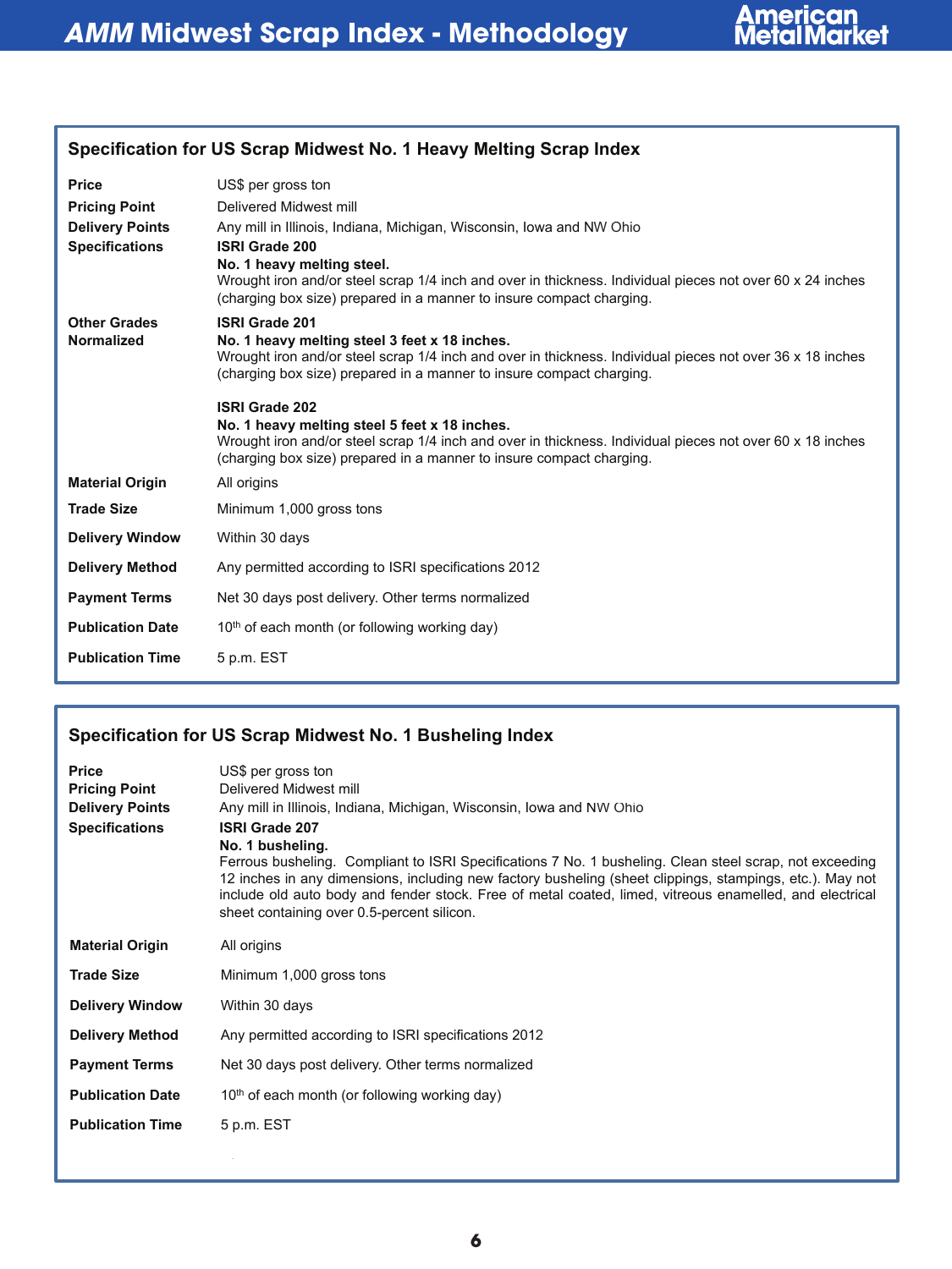## Specification for US Scrap Midwest No. 1 Heavy Melting Scrap Index

| | |
|---|---|
| **Price** | US$ per gross ton |
| **Pricing Point** | Delivered Midwest mill |
| **Delivery Points** | Any mill in Illinois, Indiana, Michigan, Wisconsin, Iowa and NW Ohio |
| **Specifications** | **ISRI Grade 200**<br>**No. 1 heavy melting steel.**<br>Wrought iron and/or steel scrap 1/4 inch and over in thickness. Individual pieces not over 60 x 24 inches (charging box size) prepared in a manner to insure compact charging. |
| **Other Grades Normalized** | **ISRI Grade 201**<br>**No. 1 heavy melting steel 3 feet x 18 inches.**<br>Wrought iron and/or steel scrap 1/4 inch and over in thickness. Individual pieces not over 36 x 18 inches (charging box size) prepared in a manner to insure compact charging.<br><br>**ISRI Grade 202**<br>**No. 1 heavy melting steel 5 feet x 18 inches.**<br>Wrought iron and/or steel scrap 1/4 inch and over in thickness. Individual pieces not over 60 x 18 inches (charging box size) prepared in a manner to insure compact charging. |
| **Material Origin** | All origins |
| **Trade Size** | Minimum 1,000 gross tons |
| **Delivery Window** | Within 30 days |
| **Delivery Method** | Any permitted according to ISRI specifications 2012 |
| **Payment Terms** | Net 30 days post delivery. Other terms normalized |
| **Publication Date** | 10th of each month (or following working day) |
| **Publication Time** | 5 p.m. EST |

## Specification for US Scrap Midwest No. 1 Busheling Index

| | |
|---|---|
| **Price** | US$ per gross ton |
| **Pricing Point** | Delivered Midwest mill |
| **Delivery Points** | Any mill in Illinois, Indiana, Michigan, Wisconsin, Iowa and NW Ohio |
| **Specifications** | **ISRI Grade 207**<br>**No. 1 busheling.**<br>Ferrous busheling. Compliant to ISRI Specifications 7 No. 1 busheling. Clean steel scrap, not exceeding 12 inches in any dimensions, including new factory busheling (sheet clippings, stampings, etc.). May not include old auto body and fender stock. Free of metal coated, limed, vitreous enamelled, and electrical sheet containing over 0.5-percent silicon. |
| **Material Origin** | All origins |
| **Trade Size** | Minimum 1,000 gross tons |
| **Delivery Window** | Within 30 days |
| **Delivery Method** | Any permitted according to ISRI specifications 2012 |
| **Payment Terms** | Net 30 days post delivery. Other terms normalized |
| **Publication Date** | 10th of each month (or following working day) |
| **Publication Time** | 5 p.m. EST |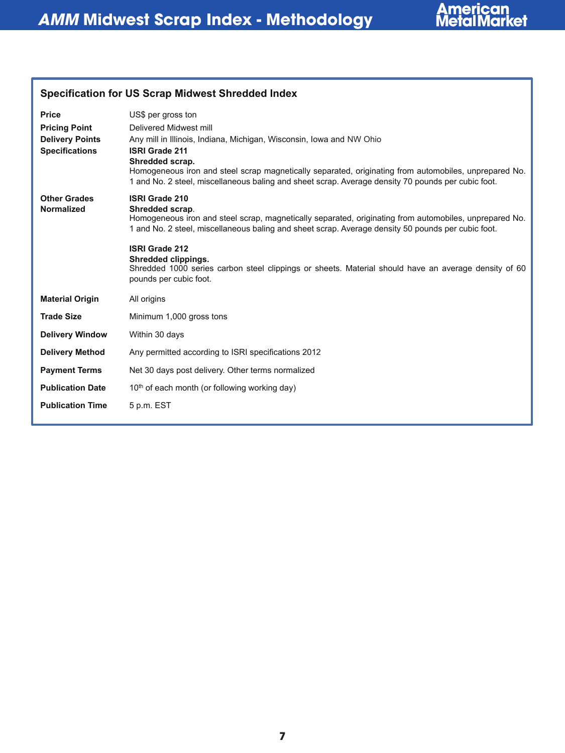## Specification for US Scrap Midwest Shredded Index

| | |
|---|---|
| **Price** | US$ per gross ton |
| **Pricing Point** | Delivered Midwest mill |
| **Delivery Points** | Any mill in Illinois, Indiana, Michigan, Wisconsin, Iowa and NW Ohio |
| **Specifications** | **ISRI Grade 211**<br>**Shredded scrap.**<br>Homogeneous iron and steel scrap magnetically separated, originating from automobiles, unprepared No. 1 and No. 2 steel, miscellaneous baling and sheet scrap. Average density 70 pounds per cubic foot. |
| **Other Grades Normalized** | **ISRI Grade 210**<br>**Shredded scrap**.<br>Homogeneous iron and steel scrap, magnetically separated, originating from automobiles, unprepared No. 1 and No. 2 steel, miscellaneous baling and sheet scrap. Average density 50 pounds per cubic foot.<br><br>**ISRI Grade 212**<br>**Shredded clippings.**<br>Shredded 1000 series carbon steel clippings or sheets. Material should have an average density of 60 pounds per cubic foot. |
| **Material Origin** | All origins |
| **Trade Size** | Minimum 1,000 gross tons |
| **Delivery Window** | Within 30 days |
| **Delivery Method** | Any permitted according to ISRI specifications 2012 |
| **Payment Terms** | Net 30 days post delivery. Other terms normalized |
| **Publication Date** | 10th of each month (or following working day) |
| **Publication Time** | 5 p.m. EST |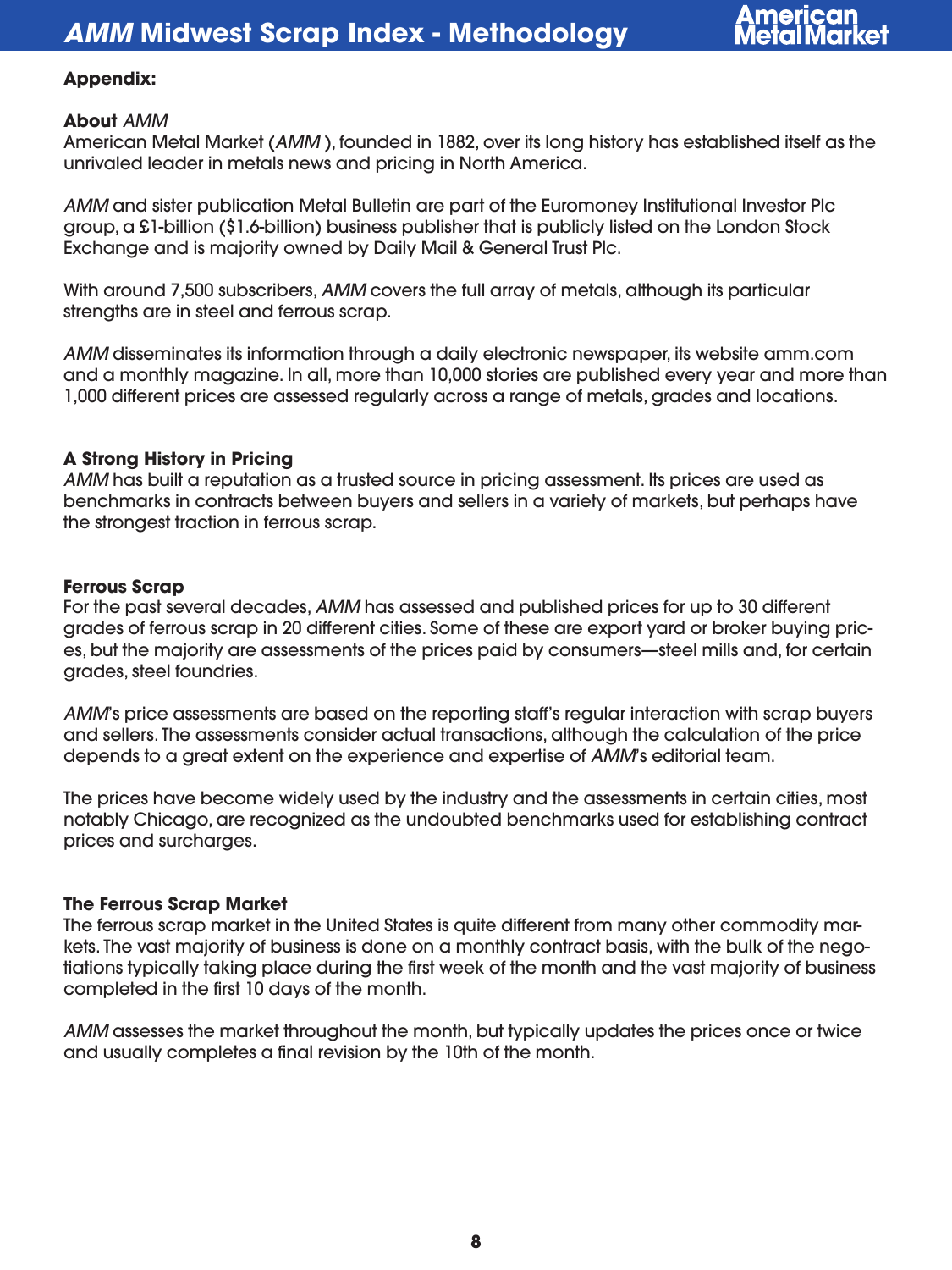**Appendix:**

**About** *AMM*
American Metal Market (*AMM* ), founded in 1882, over its long history has established itself as the unrivaled leader in metals news and pricing in North America.

*AMM* and sister publication Metal Bulletin are part of the Euromoney Institutional Investor Plc group, a £1-billion ($1.6-billion) business publisher that is publicly listed on the London Stock Exchange and is majority owned by Daily Mail & General Trust Plc.

With around 7,500 subscribers, *AMM* covers the full array of metals, although its particular strengths are in steel and ferrous scrap.

*AMM* disseminates its information through a daily electronic newspaper, its website amm.com and a monthly magazine. In all, more than 10,000 stories are published every year and more than 1,000 different prices are assessed regularly across a range of metals, grades and locations.

**A Strong History in Pricing**
*AMM* has built a reputation as a trusted source in pricing assessment. Its prices are used as benchmarks in contracts between buyers and sellers in a variety of markets, but perhaps have the strongest traction in ferrous scrap.

**Ferrous Scrap**
For the past several decades, *AMM* has assessed and published prices for up to 30 different grades of ferrous scrap in 20 different cities. Some of these are export yard or broker buying prices, but the majority are assessments of the prices paid by consumers—steel mills and, for certain grades, steel foundries.

*AMM*'s price assessments are based on the reporting staff's regular interaction with scrap buyers and sellers. The assessments consider actual transactions, although the calculation of the price depends to a great extent on the experience and expertise of *AMM*'s editorial team.

The prices have become widely used by the industry and the assessments in certain cities, most notably Chicago, are recognized as the undoubted benchmarks used for establishing contract prices and surcharges.

**The Ferrous Scrap Market**
The ferrous scrap market in the United States is quite different from many other commodity markets. The vast majority of business is done on a monthly contract basis, with the bulk of the negotiations typically taking place during the first week of the month and the vast majority of business completed in the first 10 days of the month.

*AMM* assesses the market throughout the month, but typically updates the prices once or twice and usually completes a final revision by the 10th of the month.